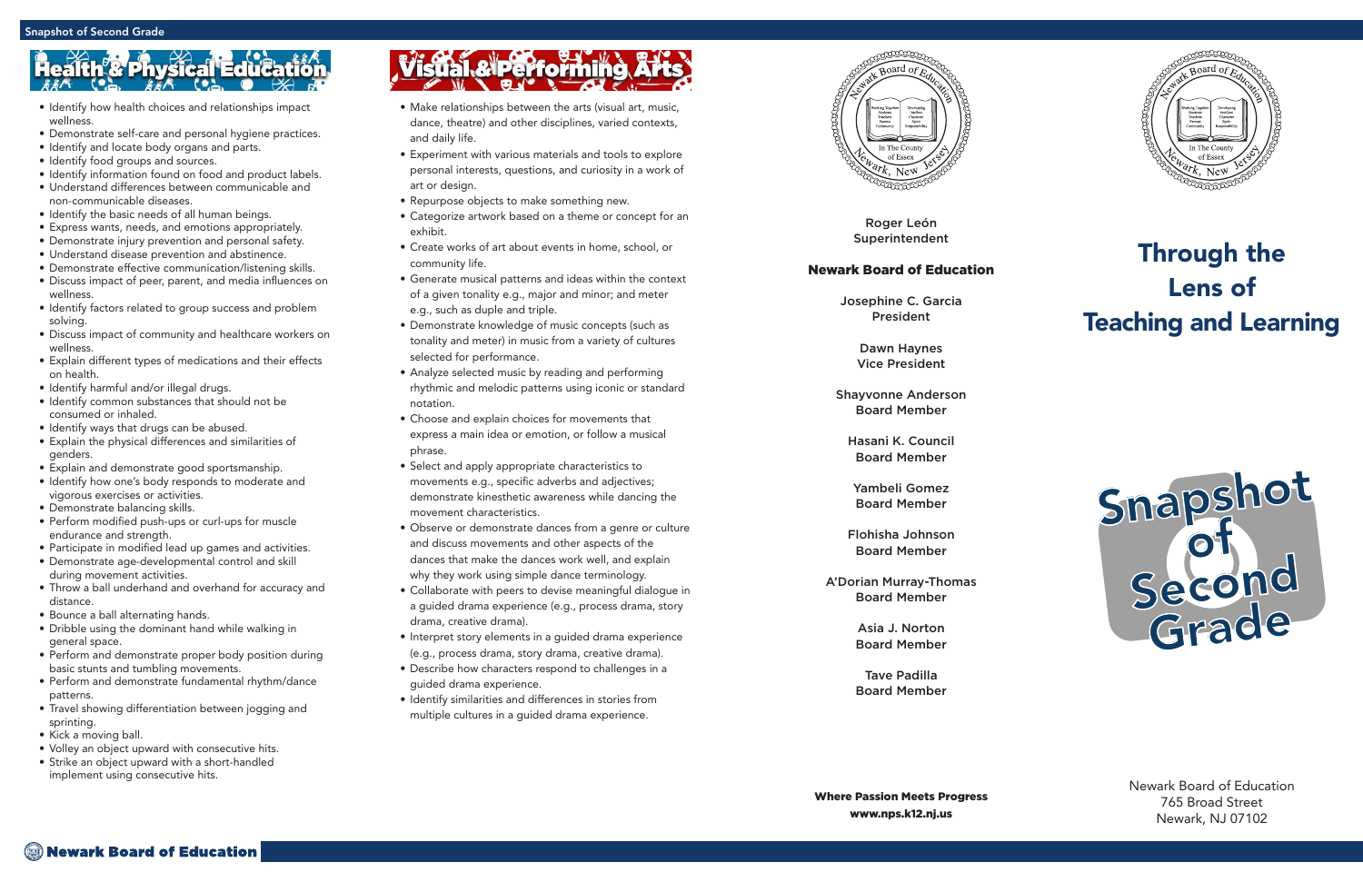## Health & Physical Education

- Identify how health choices and relationships impact wellness.
- Demonstrate self-care and personal hygiene practices.
- Identify and locate body organs and parts.
- Identify food groups and sources.
- Identify information found on food and product labels.
- Understand differences between communicable and non-communicable diseases.
- Identify the basic needs of all human beings.
- Express wants, needs, and emotions appropriately.
- Demonstrate injury prevention and personal safety.
- Understand disease prevention and abstinence.
- Demonstrate effective communication/listening skills.
- Discuss impact of peer, parent, and media influences on wellness.
- Identify factors related to group success and problem solving.
- Discuss impact of community and healthcare workers on wellness.
- Explain different types of medications and their effects on health.
- Identify harmful and/or illegal drugs.
- Identify common substances that should not be consumed or inhaled.
- Identify ways that drugs can be abused.
- Explain the physical differences and similarities of genders.
- Explain and demonstrate good sportsmanship.
- Identify how one's body responds to moderate and vigorous exercises or activities.
- Demonstrate balancing skills.
- Perform modified push-ups or curl-ups for muscle endurance and strength.
- Participate in modified lead up games and activities.
- Demonstrate age-developmental control and skill during movement activities.
- Throw a ball underhand and overhand for accuracy and distance.
- Bounce a ball alternating hands.
- Dribble using the dominant hand while walking in general space.
- Perform and demonstrate proper body position during basic stunts and tumbling movements.
- Perform and demonstrate fundamental rhythm/dance patterns.
- Travel showing differentiation between jogging and sprinting.
- Kick a moving ball.
- Volley an object upward with consecutive hits.
- Strike an object upward with a short-handled implement using consecutive hits.

## Visual & Performing Arts

- Make relationships between the arts (visual art, music, dance, theatre) and other disciplines, varied contexts, and daily life.
- Experiment with various materials and tools to explore personal interests, questions, and curiosity in a work of art or design.
- Repurpose objects to make something new.
- Categorize artwork based on a theme or concept for an exhibit.
- Create works of art about events in home, school, or community life.
- Generate musical patterns and ideas within the context of a given tonality e.g., major and minor; and meter e.g., such as duple and triple.
- Demonstrate knowledge of music concepts (such as tonality and meter) in music from a variety of cultures selected for performance.
- Analyze selected music by reading and performing rhythmic and melodic patterns using iconic or standard notation.
- Choose and explain choices for movements that express a main idea or emotion, or follow a musical phrase.
- Select and apply appropriate characteristics to movements e.g., specific adverbs and adjectives; demonstrate kinesthetic awareness while dancing the movement characteristics.
- Observe or demonstrate dances from a genre or culture and discuss movements and other aspects of the dances that make the dances work well, and explain why they work using simple dance terminology.
- Collaborate with peers to devise meaningful dialogue in a guided drama experience (e.g., process drama, story drama, creative drama).
- Interpret story elements in a guided drama experience (e.g., process drama, story drama, creative drama).
- Describe how characters respond to challenges in a guided drama experience.
- Identify similarities and differences in stories from multiple cultures in a guided drama experience.

Roger León
Superintendent

**Newark Board of Education**

Josephine C. Garcia
President

Dawn Haynes
Vice President

Shayvonne Anderson
Board Member

Hasani K. Council
Board Member

Yambeli Gomez
Board Member

Flohisha Johnson
Board Member

A'Dorian Murray-Thomas
Board Member

Asia J. Norton
Board Member

Tave Padilla
Board Member

**Where Passion Meets Progress**
**www.nps.k12.nj.us**

# Through the Lens of Teaching and Learning

# Snapshot of Second Grade

Newark Board of Education
765 Broad Street
Newark, NJ 07102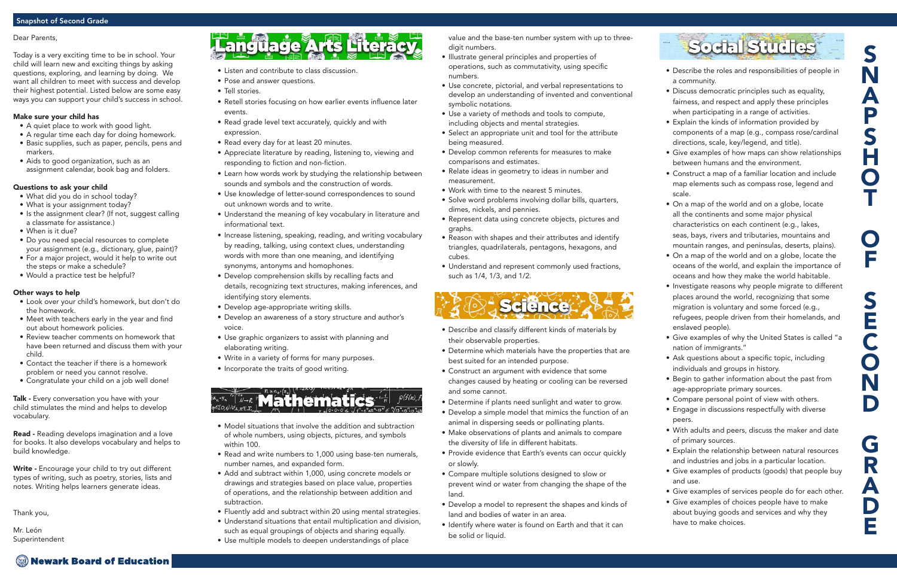## Snapshot of Second Grade

Dear Parents,

Today is a very exciting time to be in school. Your child will learn new and exciting things by asking questions, exploring, and learning by doing. We want all children to meet with success and develop their highest potential. Listed below are some easy ways you can support your child's success in school.

**Make sure your child has**

- A quiet place to work with good light.
- A regular time each day for doing homework.
- Basic supplies, such as paper, pencils, pens and markers.
- Aids to good organization, such as an assignment calendar, book bag and folders.

**Questions to ask your child**

- What did you do in school today?
- What is your assignment today?
- Is the assignment clear? (If not, suggest calling a classmate for assistance.)
- When is it due?
- Do you need special resources to complete your assignment (e.g., dictionary, glue, paint)?
- For a major project, would it help to write out the steps or make a schedule?
- Would a practice test be helpful?

**Other ways to help**

- Look over your child's homework, but don't do the homework.
- Meet with teachers early in the year and find out about homework policies.
- Review teacher comments on homework that have been returned and discuss them with your child.
- Contact the teacher if there is a homework problem or need you cannot resolve.
- Congratulate your child on a job well done!

**Talk -** Every conversation you have with your child stimulates the mind and helps to develop vocabulary.

**Read -** Reading develops imagination and a love for books. It also develops vocabulary and helps to build knowledge.

**Write -** Encourage your child to try out different types of writing, such as poetry, stories, lists and notes. Writing helps learners generate ideas.

Thank you,

Mr. León
Superintendent

## Language Arts Literacy

- Listen and contribute to class discussion.
- Pose and answer questions.
- Tell stories.
- Retell stories focusing on how earlier events influence later events.
- Read grade level text accurately, quickly and with expression.
- Read every day for at least 20 minutes.
- Appreciate literature by reading, listening to, viewing and responding to fiction and non-fiction.
- Learn how words work by studying the relationship between sounds and symbols and the construction of words.
- Use knowledge of letter-sound correspondences to sound out unknown words and to write.
- Understand the meaning of key vocabulary in literature and informational text.
- Increase listening, speaking, reading, and writing vocabulary by reading, talking, using context clues, understanding words with more than one meaning, and identifying synonyms, antonyms and homophones.
- Develop comprehension skills by recalling facts and details, recognizing text structures, making inferences, and identifying story elements.
- Develop age-appropriate writing skills.
- Develop an awareness of a story structure and author's voice.
- Use graphic organizers to assist with planning and elaborating writing.
- Write in a variety of forms for many purposes.
- Incorporate the traits of good writing.

## Mathematics

- Model situations that involve the addition and subtraction of whole numbers, using objects, pictures, and symbols within 100.
- Read and write numbers to 1,000 using base-ten numerals, number names, and expanded form.
- Add and subtract within 1,000, using concrete models or drawings and strategies based on place value, properties of operations, and the relationship between addition and subtraction.
- Fluently add and subtract within 20 using mental strategies.
- Understand situations that entail multiplication and division, such as equal groupings of objects and sharing equally.
- Use multiple models to deepen understandings of place value and the base-ten number system with up to three-digit numbers.
- Illustrate general principles and properties of operations, such as commutativity, using specific numbers.
- Use concrete, pictorial, and verbal representations to develop an understanding of invented and conventional symbolic notations.
- Use a variety of methods and tools to compute, including objects and mental strategies.
- Select an appropriate unit and tool for the attribute being measured.
- Develop common referents for measures to make comparisons and estimates.
- Relate ideas in geometry to ideas in number and measurement.
- Work with time to the nearest 5 minutes.
- Solve word problems involving dollar bills, quarters, dimes, nickels, and pennies.
- Represent data using concrete objects, pictures and graphs.
- Reason with shapes and their attributes and identify triangles, quadrilaterals, pentagons, hexagons, and cubes.
- Understand and represent commonly used fractions, such as 1/4, 1/3, and 1/2.

## Science

- Describe and classify different kinds of materials by their observable properties.
- Determine which materials have the properties that are best suited for an intended purpose.
- Construct an argument with evidence that some changes caused by heating or cooling can be reversed and some cannot.
- Determine if plants need sunlight and water to grow.
- Develop a simple model that mimics the function of an animal in dispersing seeds or pollinating plants.
- Make observations of plants and animals to compare the diversity of life in different habitats.
- Provide evidence that Earth's events can occur quickly or slowly.
- Compare multiple solutions designed to slow or prevent wind or water from changing the shape of the land.
- Develop a model to represent the shapes and kinds of land and bodies of water in an area.
- Identify where water is found on Earth and that it can be solid or liquid.

## Social Studies

- Describe the roles and responsibilities of people in a community.
- Discuss democratic principles such as equality, fairness, and respect and apply these principles when participating in a range of activities.
- Explain the kinds of information provided by components of a map (e.g., compass rose/cardinal directions, scale, key/legend, and title).
- Give examples of how maps can show relationships between humans and the environment.
- Construct a map of a familiar location and include map elements such as compass rose, legend and scale.
- On a map of the world and on a globe, locate all the continents and some major physical characteristics on each continent (e.g., lakes, seas, bays, rivers and tributaries, mountains and mountain ranges, and peninsulas, deserts, plains).
- On a map of the world and on a globe, locate the oceans of the world, and explain the importance of oceans and how they make the world habitable.
- Investigate reasons why people migrate to different places around the world, recognizing that some migration is voluntary and some forced (e.g., refugees, people driven from their homelands, and enslaved people).
- Give examples of why the United States is called "a nation of immigrants."
- Ask questions about a specific topic, including individuals and groups in history.
- Begin to gather information about the past from age-appropriate primary sources.
- Compare personal point of view with others.
- Engage in discussions respectfully with diverse peers.
- With adults and peers, discuss the maker and date of primary sources.
- Explain the relationship between natural resources and industries and jobs in a particular location.
- Give examples of products (goods) that people buy and use.
- Give examples of services people do for each other.
- Give examples of choices people have to make about buying goods and services and why they have to make choices.

SNAPSHOT OF SECOND GRADE

Newark Board of Education